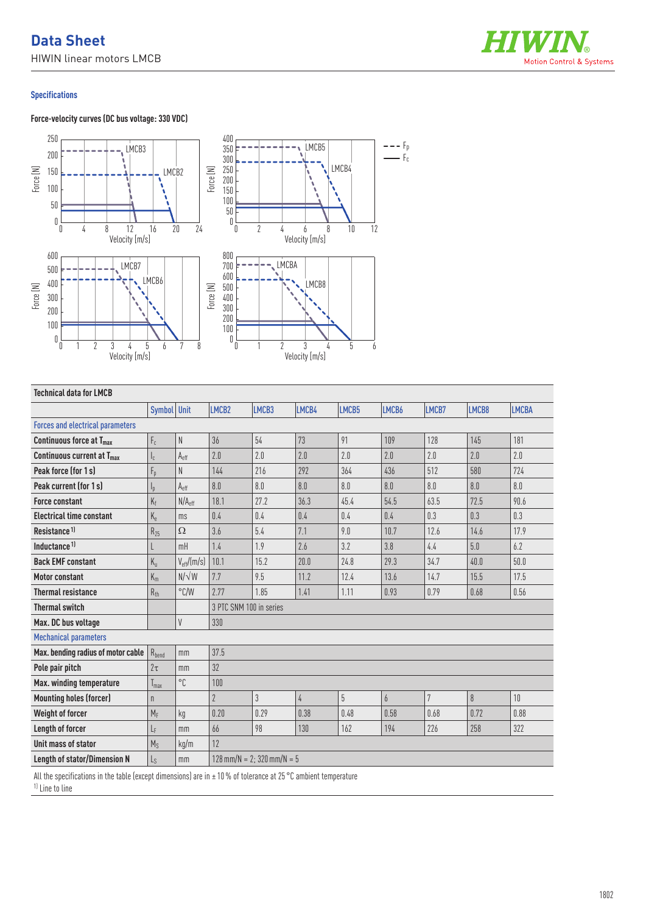# Data Sheet

HIWIN linear motors LMCB

## Specifications

### Force-velocity curves (DC bus voltage: 330 VDC)

### Technical data for LMCB

| | Symbol | Unit | LMCB2 | LMCB3 | LMCB4 | LMCB5 | LMCB6 | LMCB7 | LMCB8 | LMCBA |
|---|---|---|---|---|---|---|---|---|---|---|
| Forces and electrical parameters | | | | | | | | | | |
| **Continuous force at $T_{max}$** | $F_c$ | N | 36 | 54 | 73 | 91 | 109 | 128 | 145 | 181 |
| **Continuous current at $T_{max}$** | $I_c$ | $A_{eff}$ | 2.0 | 2.0 | 2.0 | 2.0 | 2.0 | 2.0 | 2.0 | 2.0 |
| **Peak force (for 1 s)** | $F_p$ | N | 144 | 216 | 292 | 364 | 436 | 512 | 580 | 724 |
| **Peak current (for 1 s)** | $I_p$ | $A_{eff}$ | 8.0 | 8.0 | 8.0 | 8.0 | 8.0 | 8.0 | 8.0 | 8.0 |
| **Force constant** | $K_f$ | $N/A_{eff}$ | 18.1 | 27.2 | 36.3 | 45.4 | 54.5 | 63.5 | 72.5 | 90.6 |
| **Electrical time constant** | $K_e$ | ms | 0.4 | 0.4 | 0.4 | 0.4 | 0.4 | 0.3 | 0.3 | 0.3 |
| **Resistance** [1] | $R_{25}$ | Ω | 3.6 | 5.4 | 7.1 | 9.0 | 10.7 | 12.6 | 14.6 | 17.9 |
| **Inductance** [1] | L | mH | 1.4 | 1.9 | 2.6 | 3.2 | 3.8 | 4.4 | 5.0 | 6.2 |
| **Back EMF constant** | $K_u$ | $V_{eff}/(m/s)$ | 10.1 | 15.2 | 20.0 | 24.8 | 29.3 | 34.7 | 40.0 | 50.0 |
| **Motor constant** | $K_m$ | $N/\sqrt{W}$ | 7.7 | 9.5 | 11.2 | 12.4 | 13.6 | 14.7 | 15.5 | 17.5 |
| **Thermal resistance** | $R_{th}$ | °C/W | 2.77 | 1.85 | 1.41 | 1.11 | 0.93 | 0.79 | 0.68 | 0.56 |
| **Thermal switch** | | | 3 PTC SNM 100 in series | | | | | | | |
| **Max. DC bus voltage** | | V | 330 | | | | | | | |
| Mechanical parameters | | | | | | | | | | |
| **Max. bending radius of motor cable** | $R_{bend}$ | mm | 37.5 | | | | | | | |
| **Pole pair pitch** | $2\tau$ | mm | 32 | | | | | | | |
| **Max. winding temperature** | $T_{max}$ | °C | 100 | | | | | | | |
| **Mounting holes (forcer)** | n | | 2 | 3 | 4 | 5 | 6 | 7 | 8 | 10 |
| **Weight of forcer** | $M_F$ | kg | 0.20 | 0.29 | 0.38 | 0.48 | 0.58 | 0.68 | 0.72 | 0.88 |
| **Length of forcer** | $L_F$ | mm | 66 | 98 | 130 | 162 | 194 | 226 | 258 | 322 |
| **Unit mass of stator** | $M_S$ | kg/m | 12 | | | | | | | |
| **Length of stator/Dimension N** | $L_S$ | mm | 128 mm/N = 2; 320 mm/N = 5 | | | | | | | |

All the specifications in the table (except dimensions) are in ± 10 % of tolerance at 25 °C ambient temperature

[1] Line to line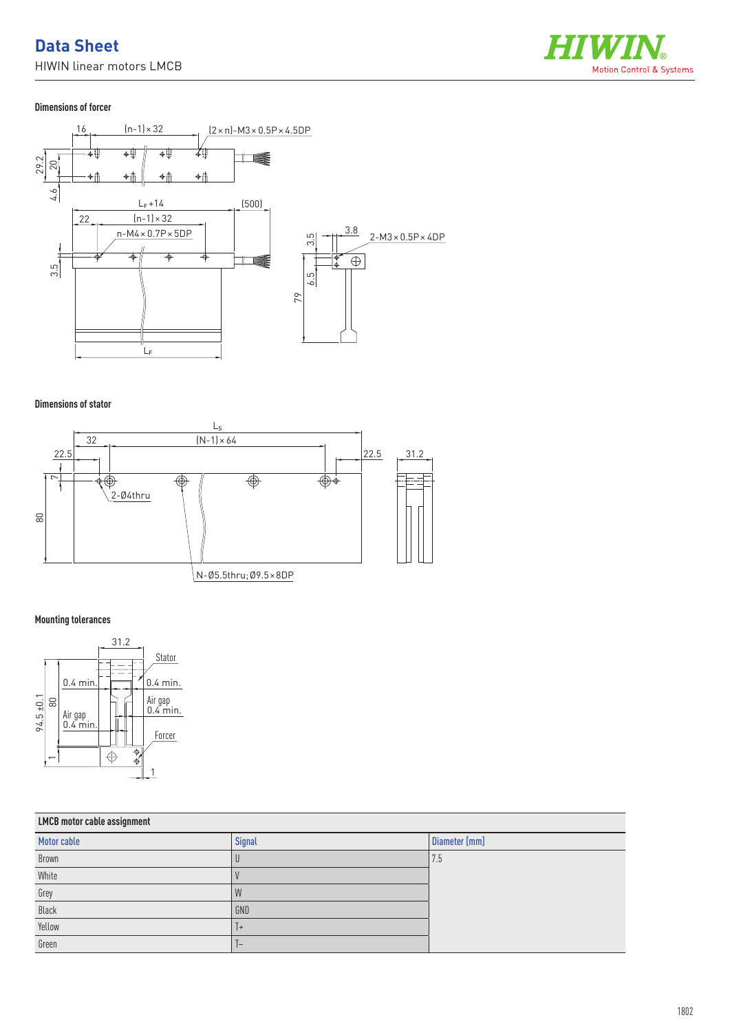## Dimensions of forcer

16
(n-1) × 32
(2 × n)-M3 × 0.5P × 4.5DP
29.2
20
4.6
$L_F$ +14
(500)
22
(n-1) × 32
n-M4 × 0.7P × 5DP
3.5
$L_F$
3.5
3.8
2-M3 × 0.5P × 4DP
6.5
79

## Dimensions of stator

$L_S$
32
(N-1) × 64
22.5
22.5
31.2
7
2-Ø4thru
80
N-Ø5.5thru; Ø9.5 × 8DP

## Mounting tolerances

31.2
Stator
0.4 min.
0.4 min.
Air gap
0.4 min.
Air gap
0.4 min.
94.5 ±0.1
80
Forcer
1
1

| LMCB motor cable assignment | | |
|---|---|---|
| Motor cable | Signal | Diameter [mm] |
| Brown | U | 7.5 |
| White | V | |
| Grey | W | |
| Black | GND | |
| Yellow | T+ | |
| Green | T– | |